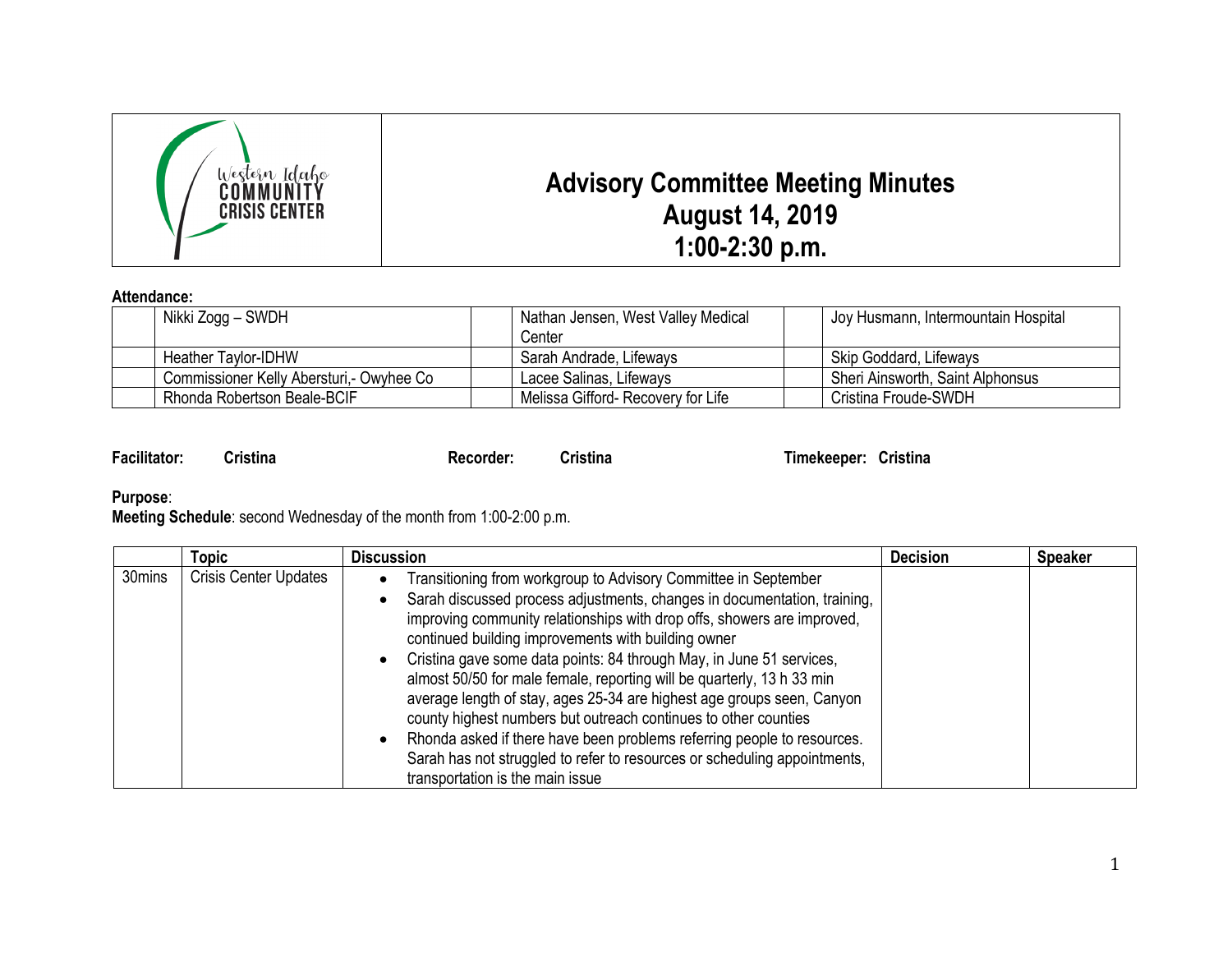Western Idaho COMMUNITY CRISIS CENTER

# Advisory Committee Meeting Minutes
## August 14, 2019
## 1:00-2:30 p.m.

**Attendance:**

| | | | | | |
|---|---|---|---|---|---|
| | Nikki Zogg – SWDH | | Nathan Jensen, West Valley Medical Center | | Joy Husmann, Intermountain Hospital |
| | Heather Taylor-IDHW | | Sarah Andrade, Lifeways | | Skip Goddard, Lifeways |
| | Commissioner Kelly Abersturi,- Owyhee Co | | Lacee Salinas, Lifeways | | Sheri Ainsworth, Saint Alphonsus |
| | Rhonda Robertson Beale-BCIF | | Melissa Gifford- Recovery for Life | | Cristina Froude-SWDH |

**Facilitator:** Cristina **Recorder:** Cristina **Timekeeper:** Cristina

**Purpose**:
**Meeting Schedule**: second Wednesday of the month from 1:00-2:00 p.m.

| | Topic | Discussion | Decision | Speaker |
|---|---|---|---|---|
| 30mins | Crisis Center Updates | • Transitioning from workgroup to Advisory Committee in September<br>• Sarah discussed process adjustments, changes in documentation, training, improving community relationships with drop offs, showers are improved, continued building improvements with building owner<br>• Cristina gave some data points: 84 through May, in June 51 services, almost 50/50 for male female, reporting will be quarterly, 13 h 33 min average length of stay, ages 25-34 are highest age groups seen, Canyon county highest numbers but outreach continues to other counties<br>• Rhonda asked if there have been problems referring people to resources. Sarah has not struggled to refer to resources or scheduling appointments, transportation is the main issue | | |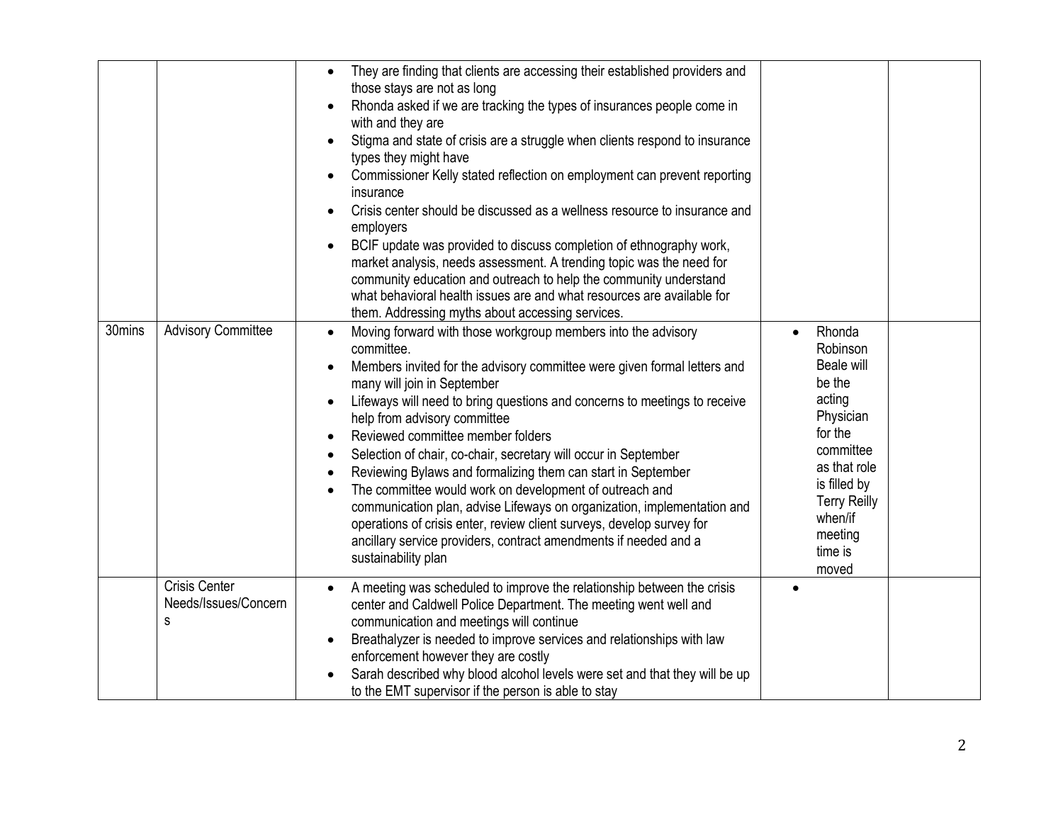| | | | | |
|---|---|---|---|---|
| | | • They are finding that clients are accessing their established providers and those stays are not as long<br>• Rhonda asked if we are tracking the types of insurances people come in with and they are<br>• Stigma and state of crisis are a struggle when clients respond to insurance types they might have<br>• Commissioner Kelly stated reflection on employment can prevent reporting insurance<br>• Crisis center should be discussed as a wellness resource to insurance and employers<br>• BCIF update was provided to discuss completion of ethnography work, market analysis, needs assessment. A trending topic was the need for community education and outreach to help the community understand what behavioral health issues are and what resources are available for them. Addressing myths about accessing services. | | |
| 30mins | Advisory Committee | • Moving forward with those workgroup members into the advisory committee.<br>• Members invited for the advisory committee were given formal letters and many will join in September<br>• Lifeways will need to bring questions and concerns to meetings to receive help from advisory committee<br>• Reviewed committee member folders<br>• Selection of chair, co-chair, secretary will occur in September<br>• Reviewing Bylaws and formalizing them can start in September<br>• The committee would work on development of outreach and communication plan, advise Lifeways on organization, implementation and operations of crisis enter, review client surveys, develop survey for ancillary service providers, contract amendments if needed and a sustainability plan | • Rhonda Robinson Beale will be the acting Physician for the committee as that role is filled by Terry Reilly when/if meeting time is moved | |
| | Crisis Center Needs/Issues/Concerns | • A meeting was scheduled to improve the relationship between the crisis center and Caldwell Police Department. The meeting went well and communication and meetings will continue<br>• Breathalyzer is needed to improve services and relationships with law enforcement however they are costly<br>• Sarah described why blood alcohol levels were set and that they will be up to the EMT supervisor if the person is able to stay | • | |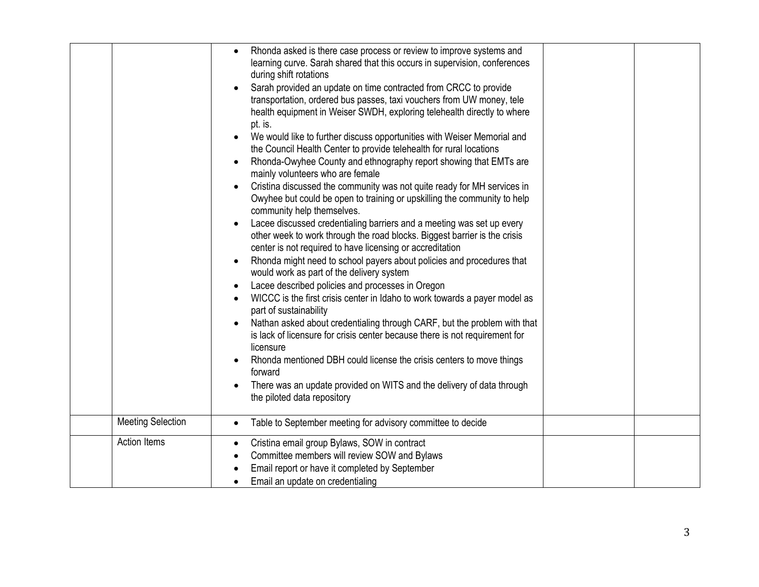| | | | | |
|---|---|---|---|---|
| | | • Rhonda asked is there case process or review to improve systems and learning curve. Sarah shared that this occurs in supervision, conferences during shift rotations<br>• Sarah provided an update on time contracted from CRCC to provide transportation, ordered bus passes, taxi vouchers from UW money, tele health equipment in Weiser SWDH, exploring telehealth directly to where pt. is.<br>• We would like to further discuss opportunities with Weiser Memorial and the Council Health Center to provide telehealth for rural locations<br>• Rhonda-Owyhee County and ethnography report showing that EMTs are mainly volunteers who are female<br>• Cristina discussed the community was not quite ready for MH services in Owyhee but could be open to training or upskilling the community to help community help themselves.<br>• Lacee discussed credentialing barriers and a meeting was set up every other week to work through the road blocks. Biggest barrier is the crisis center is not required to have licensing or accreditation<br>• Rhonda might need to school payers about policies and procedures that would work as part of the delivery system<br>• Lacee described policies and processes in Oregon<br>• WICCC is the first crisis center in Idaho to work towards a payer model as part of sustainability<br>• Nathan asked about credentialing through CARF, but the problem with that is lack of licensure for crisis center because there is not requirement for licensure<br>• Rhonda mentioned DBH could license the crisis centers to move things forward<br>• There was an update provided on WITS and the delivery of data through the piloted data repository | | |
| | Meeting Selection | • Table to September meeting for advisory committee to decide | | |
| | Action Items | • Cristina email group Bylaws, SOW in contract<br>• Committee members will review SOW and Bylaws<br>• Email report or have it completed by September<br>• Email an update on credentialing | | |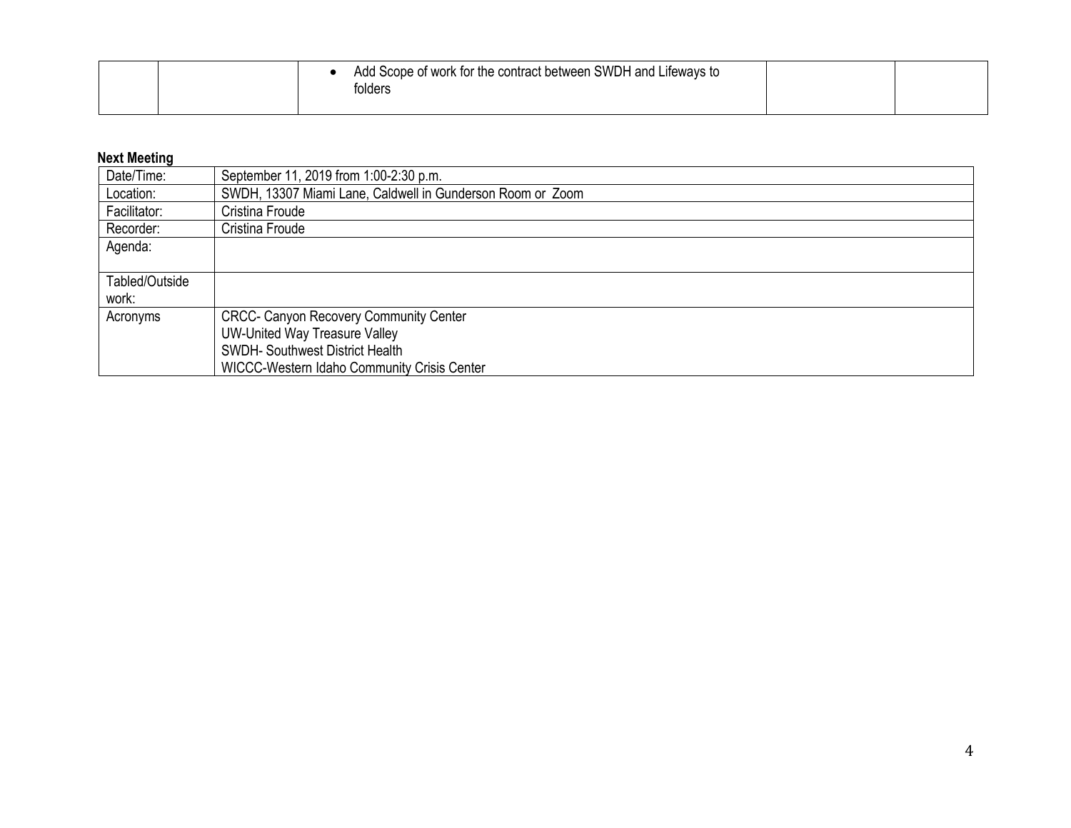| | | | | |
|---|---|---|---|---|
| | | • Add Scope of work for the contract between SWDH and Lifeways to folders | | |

**Next Meeting**

| | |
|---|---|
| Date/Time: | September 11, 2019 from 1:00-2:30 p.m. |
| Location: | SWDH, 13307 Miami Lane, Caldwell in Gunderson Room or Zoom |
| Facilitator: | Cristina Froude |
| Recorder: | Cristina Froude |
| Agenda: | |
| Tabled/Outside work: | |
| Acronyms | CRCC- Canyon Recovery Community Center<br>UW-United Way Treasure Valley<br>SWDH- Southwest District Health<br>WICCC-Western Idaho Community Crisis Center |